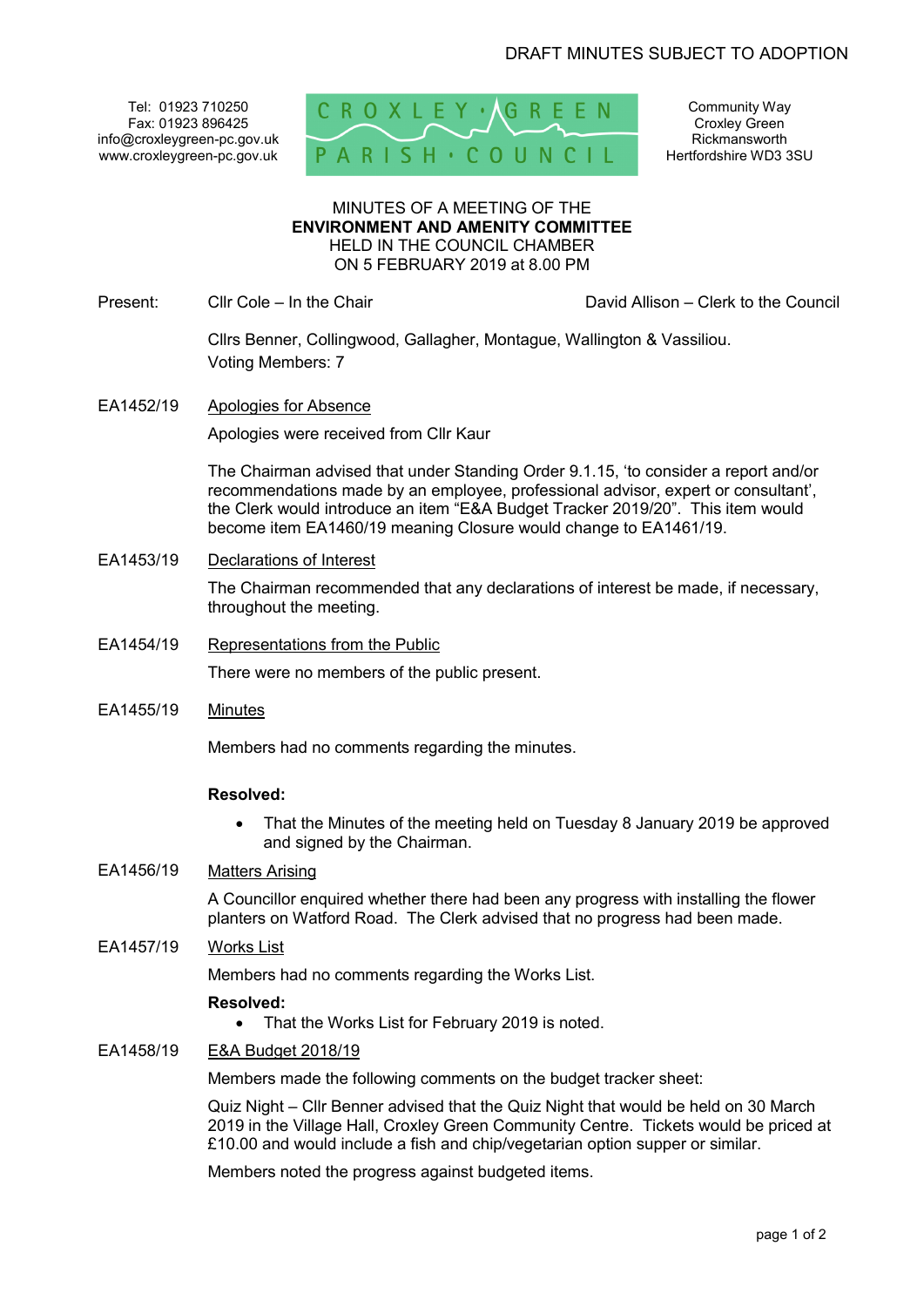DRAFT MINUTES SUBJECT TO ADOPTION

Tel: 01923 710250
Fax: 01923 896425
info@croxleygreen-pc.gov.uk
www.croxleygreen-pc.gov.uk

CROXLEY·GREEN PARISH·COUNCIL

Community Way
Croxley Green
Rickmansworth
Hertfordshire WD3 3SU

MINUTES OF A MEETING OF THE
**ENVIRONMENT AND AMENITY COMMITTEE**
HELD IN THE COUNCIL CHAMBER
ON 5 FEBRUARY 2019 at 8.00 PM

Present: Cllr Cole – In the Chair — David Allison – Clerk to the Council

Cllrs Benner, Collingwood, Gallagher, Montague, Wallington & Vassiliou.
Voting Members: 7

**EA1452/19 Apologies for Absence**

Apologies were received from Cllr Kaur

The Chairman advised that under Standing Order 9.1.15, 'to consider a report and/or recommendations made by an employee, professional advisor, expert or consultant', the Clerk would introduce an item "E&A Budget Tracker 2019/20". This item would become item EA1460/19 meaning Closure would change to EA1461/19.

**EA1453/19 Declarations of Interest**

The Chairman recommended that any declarations of interest be made, if necessary, throughout the meeting.

**EA1454/19 Representations from the Public**

There were no members of the public present.

**EA1455/19 Minutes**

Members had no comments regarding the minutes.

**Resolved:**

- That the Minutes of the meeting held on Tuesday 8 January 2019 be approved and signed by the Chairman.

**EA1456/19 Matters Arising**

A Councillor enquired whether there had been any progress with installing the flower planters on Watford Road. The Clerk advised that no progress had been made.

**EA1457/19 Works List**

Members had no comments regarding the Works List.

**Resolved:**

- That the Works List for February 2019 is noted.

**EA1458/19 E&A Budget 2018/19**

Members made the following comments on the budget tracker sheet:

Quiz Night – Cllr Benner advised that the Quiz Night that would be held on 30 March 2019 in the Village Hall, Croxley Green Community Centre. Tickets would be priced at £10.00 and would include a fish and chip/vegetarian option supper or similar.

Members noted the progress against budgeted items.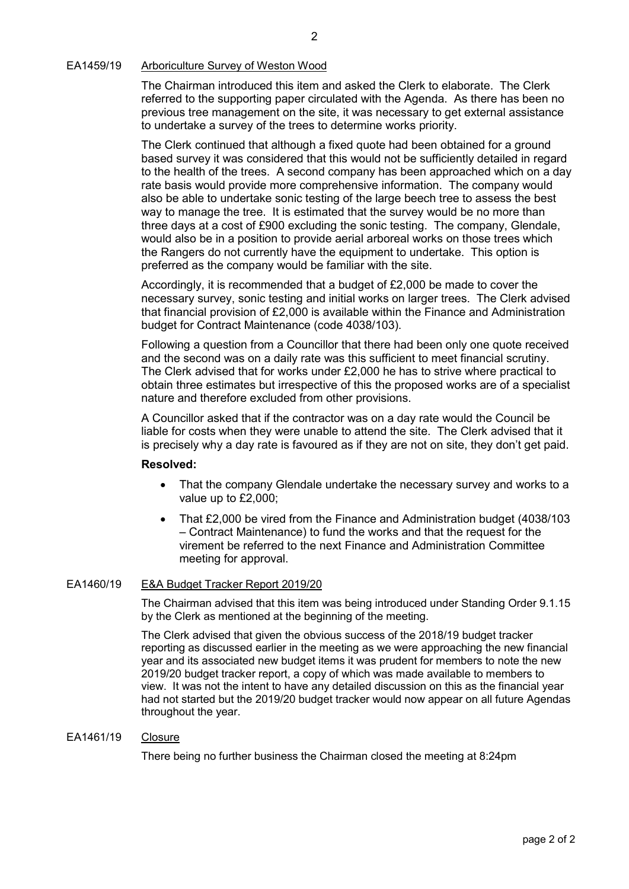EA1459/19 Arboriculture Survey of Weston Wood

The Chairman introduced this item and asked the Clerk to elaborate. The Clerk referred to the supporting paper circulated with the Agenda. As there has been no previous tree management on the site, it was necessary to get external assistance to undertake a survey of the trees to determine works priority.

The Clerk continued that although a fixed quote had been obtained for a ground based survey it was considered that this would not be sufficiently detailed in regard to the health of the trees. A second company has been approached which on a day rate basis would provide more comprehensive information. The company would also be able to undertake sonic testing of the large beech tree to assess the best way to manage the tree. It is estimated that the survey would be no more than three days at a cost of £900 excluding the sonic testing. The company, Glendale, would also be in a position to provide aerial arboreal works on those trees which the Rangers do not currently have the equipment to undertake. This option is preferred as the company would be familiar with the site.

Accordingly, it is recommended that a budget of £2,000 be made to cover the necessary survey, sonic testing and initial works on larger trees. The Clerk advised that financial provision of £2,000 is available within the Finance and Administration budget for Contract Maintenance (code 4038/103).

Following a question from a Councillor that there had been only one quote received and the second was on a daily rate was this sufficient to meet financial scrutiny. The Clerk advised that for works under £2,000 he has to strive where practical to obtain three estimates but irrespective of this the proposed works are of a specialist nature and therefore excluded from other provisions.

A Councillor asked that if the contractor was on a day rate would the Council be liable for costs when they were unable to attend the site. The Clerk advised that it is precisely why a day rate is favoured as if they are not on site, they don't get paid.

**Resolved:**

- That the company Glendale undertake the necessary survey and works to a value up to £2,000;
- That £2,000 be vired from the Finance and Administration budget (4038/103 – Contract Maintenance) to fund the works and that the request for the virement be referred to the next Finance and Administration Committee meeting for approval.

EA1460/19 E&A Budget Tracker Report 2019/20

The Chairman advised that this item was being introduced under Standing Order 9.1.15 by the Clerk as mentioned at the beginning of the meeting.

The Clerk advised that given the obvious success of the 2018/19 budget tracker reporting as discussed earlier in the meeting as we were approaching the new financial year and its associated new budget items it was prudent for members to note the new 2019/20 budget tracker report, a copy of which was made available to members to view. It was not the intent to have any detailed discussion on this as the financial year had not started but the 2019/20 budget tracker would now appear on all future Agendas throughout the year.

EA1461/19 Closure

There being no further business the Chairman closed the meeting at 8:24pm